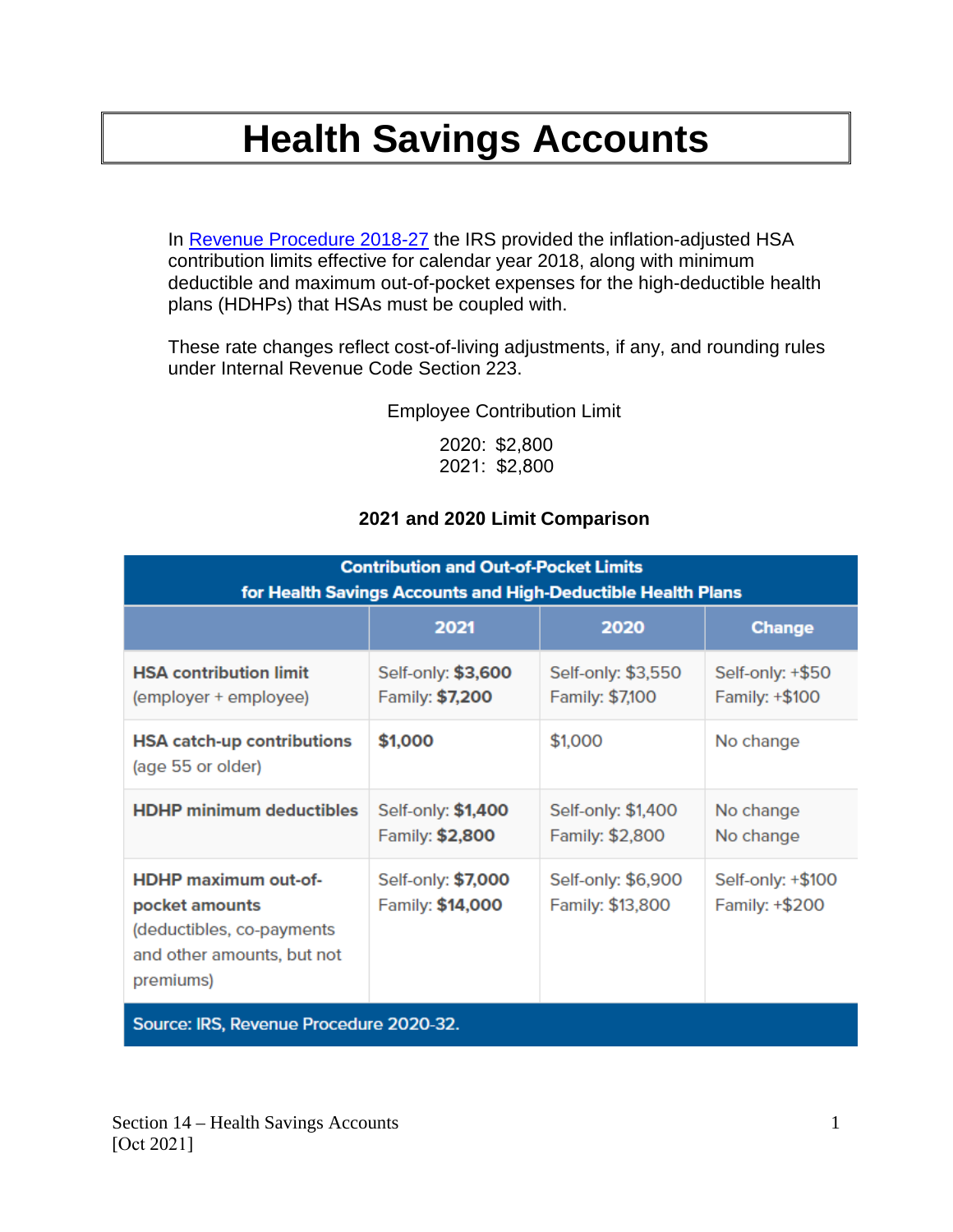# Health Savings Accounts

In [Revenue Procedure 2018-27] the IRS provided the inflation-adjusted HSA contribution limits effective for calendar year 2018, along with minimum deductible and maximum out-of-pocket expenses for the high-deductible health plans (HDHPs) that HSAs must be coupled with.

These rate changes reflect cost-of-living adjustments, if any, and rounding rules under Internal Revenue Code Section 223.

Employee Contribution Limit

2020: $2,800
2021: $2,800

**2021 and 2020 Limit Comparison**

| Contribution and Out-of-Pocket Limits for Health Savings Accounts and High-Deductible Health Plans | | | |
|---|---|---|---|
| | **2021** | **2020** | **Change** |
| **HSA contribution limit** (employer + employee) | Self-only: **$3,600** Family: **$7,200** | Self-only: $3,550 Family: $7,100 | Self-only: +$50 Family: +$100 |
| **HSA catch-up contributions** (age 55 or older) | **$1,000** | $1,000 | No change |
| **HDHP minimum deductibles** | Self-only: **$1,400** Family: **$2,800** | Self-only: $1,400 Family: $2,800 | No change No change |
| **HDHP maximum out-of-pocket amounts** (deductibles, co-payments and other amounts, but not premiums) | Self-only: **$7,000** Family: **$14,000** | Self-only: $6,900 Family: $13,800 | Self-only: +$100 Family: +$200 |
| Source: IRS, Revenue Procedure 2020-32. | | | |

Section 14 – Health Savings Accounts
[Oct 2021]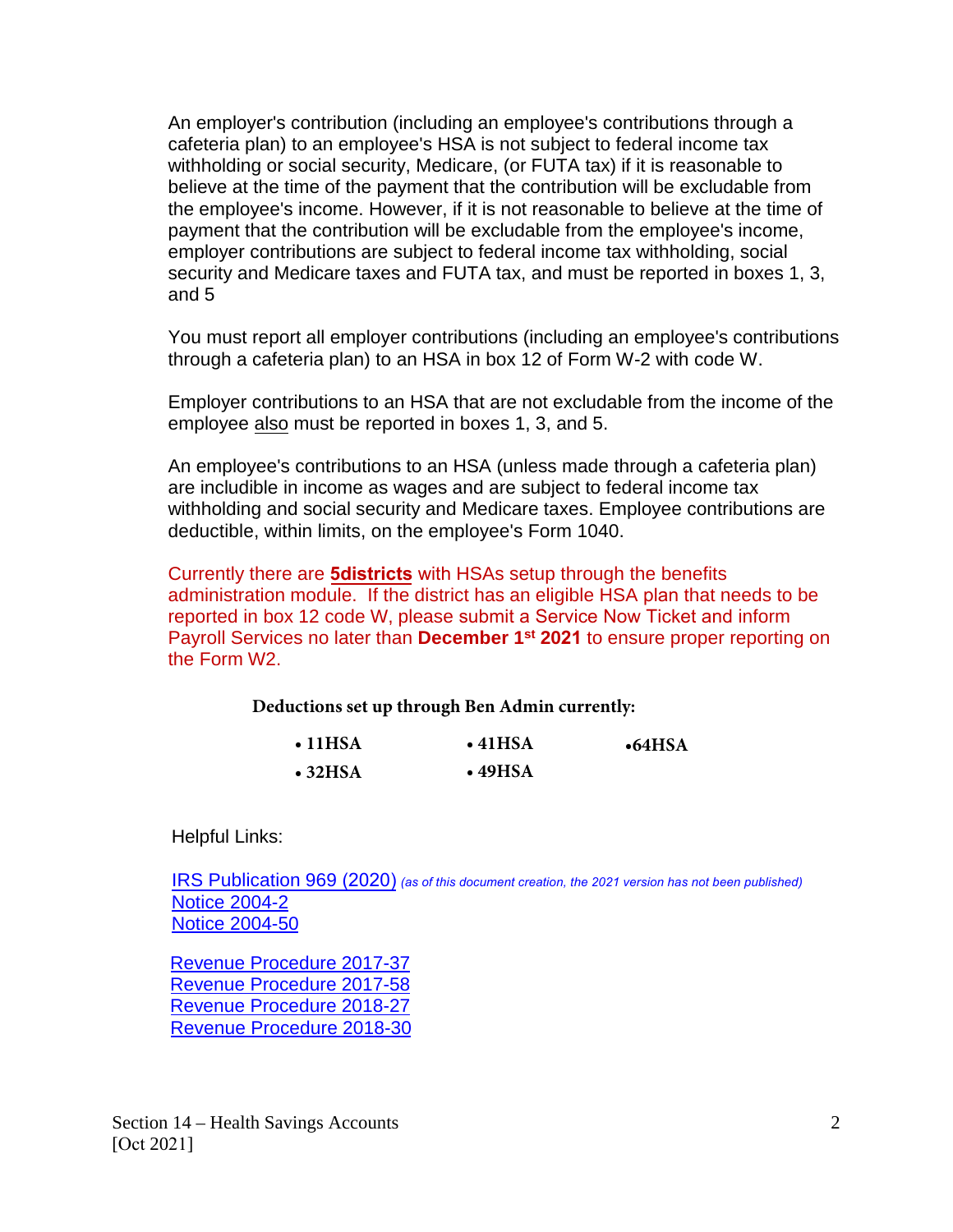An employer's contribution (including an employee's contributions through a cafeteria plan) to an employee's HSA is not subject to federal income tax withholding or social security, Medicare, (or FUTA tax) if it is reasonable to believe at the time of the payment that the contribution will be excludable from the employee's income. However, if it is not reasonable to believe at the time of payment that the contribution will be excludable from the employee's income, employer contributions are subject to federal income tax withholding, social security and Medicare taxes and FUTA tax, and must be reported in boxes 1, 3, and 5

You must report all employer contributions (including an employee's contributions through a cafeteria plan) to an HSA in box 12 of Form W-2 with code W.

Employer contributions to an HSA that are not excludable from the income of the employee also must be reported in boxes 1, 3, and 5.

An employee's contributions to an HSA (unless made through a cafeteria plan) are includible in income as wages and are subject to federal income tax withholding and social security and Medicare taxes. Employee contributions are deductible, within limits, on the employee's Form 1040.

Currently there are **5districts** with HSAs setup through the benefits administration module. If the district has an eligible HSA plan that needs to be reported in box 12 code W, please submit a Service Now Ticket and inform Payroll Services no later than **December 1st 2021** to ensure proper reporting on the Form W2.

**Deductions set up through Ben Admin currently:**

- **11HSA**
- **32HSA**
- **41HSA**
- **49HSA**
- **64HSA**

Helpful Links:

IRS Publication 969 (2020) *(as of this document creation, the 2021 version has not been published)*
Notice 2004-2
Notice 2004-50

Revenue Procedure 2017-37
Revenue Procedure 2017-58
Revenue Procedure 2018-27
Revenue Procedure 2018-30

Section 14 – Health Savings Accounts
[Oct 2021]